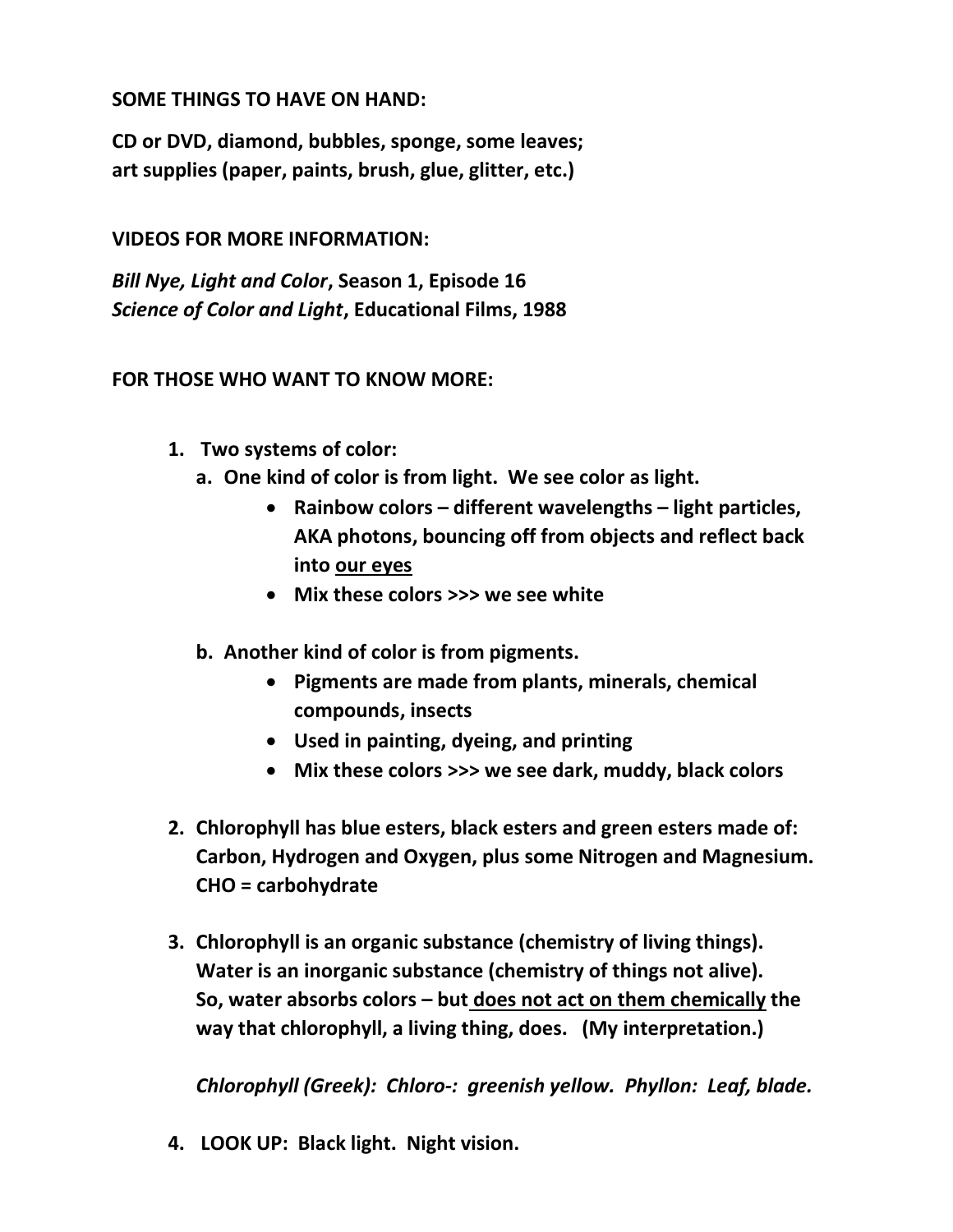**SOME THINGS TO HAVE ON HAND:**

**CD or DVD, diamond, bubbles, sponge, some leaves; art supplies (paper, paints, brush, glue, glitter, etc.)**

**VIDEOS FOR MORE INFORMATION:**

***Bill Nye, Light and Color*, Season 1, Episode 16**
***Science of Color and Light*, Educational Films, 1988**

**FOR THOSE WHO WANT TO KNOW MORE:**

1. **Two systems of color:**
   a. **One kind of color is from light. We see color as light.**
      - **Rainbow colors – different wavelengths – light particles, AKA photons, bouncing off from objects and reflect back into <u>our eyes</u>**
      - **Mix these colors >>> we see white**

   b. **Another kind of color is from pigments.**
      - **Pigments are made from plants, minerals, chemical compounds, insects**
      - **Used in painting, dyeing, and printing**
      - **Mix these colors >>> we see dark, muddy, black colors**

2. **Chlorophyll has blue esters, black esters and green esters made of: Carbon, Hydrogen and Oxygen, plus some Nitrogen and Magnesium. CHO = carbohydrate**

3. **Chlorophyll is an organic substance (chemistry of living things). Water is an inorganic substance (chemistry of things not alive). So, water absorbs colors – but <u>does not act on them chemically</u> the way that chlorophyll, a living thing, does. (My interpretation.)**

   ***Chlorophyll (Greek): Chloro-: greenish yellow. Phyllon: Leaf, blade.***

4. **LOOK UP: Black light. Night vision.**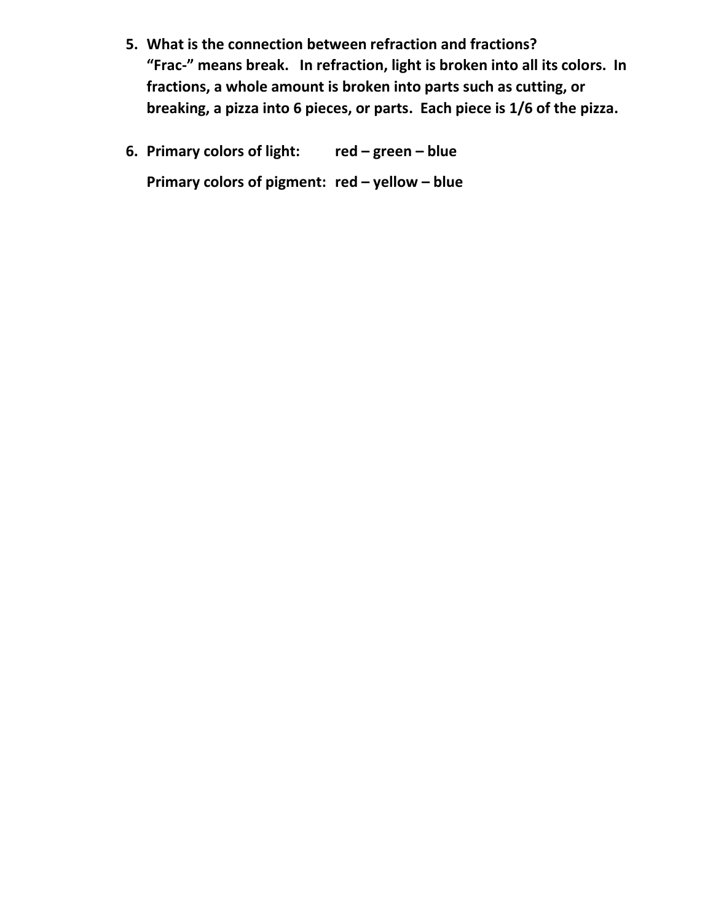5. **What is the connection between refraction and fractions?**
   **"Frac-" means break. In refraction, light is broken into all its colors. In fractions, a whole amount is broken into parts such as cutting, or breaking, a pizza into 6 pieces, or parts. Each piece is 1/6 of the pizza.**

6. **Primary colors of light: red – green – blue**

   **Primary colors of pigment: red – yellow – blue**